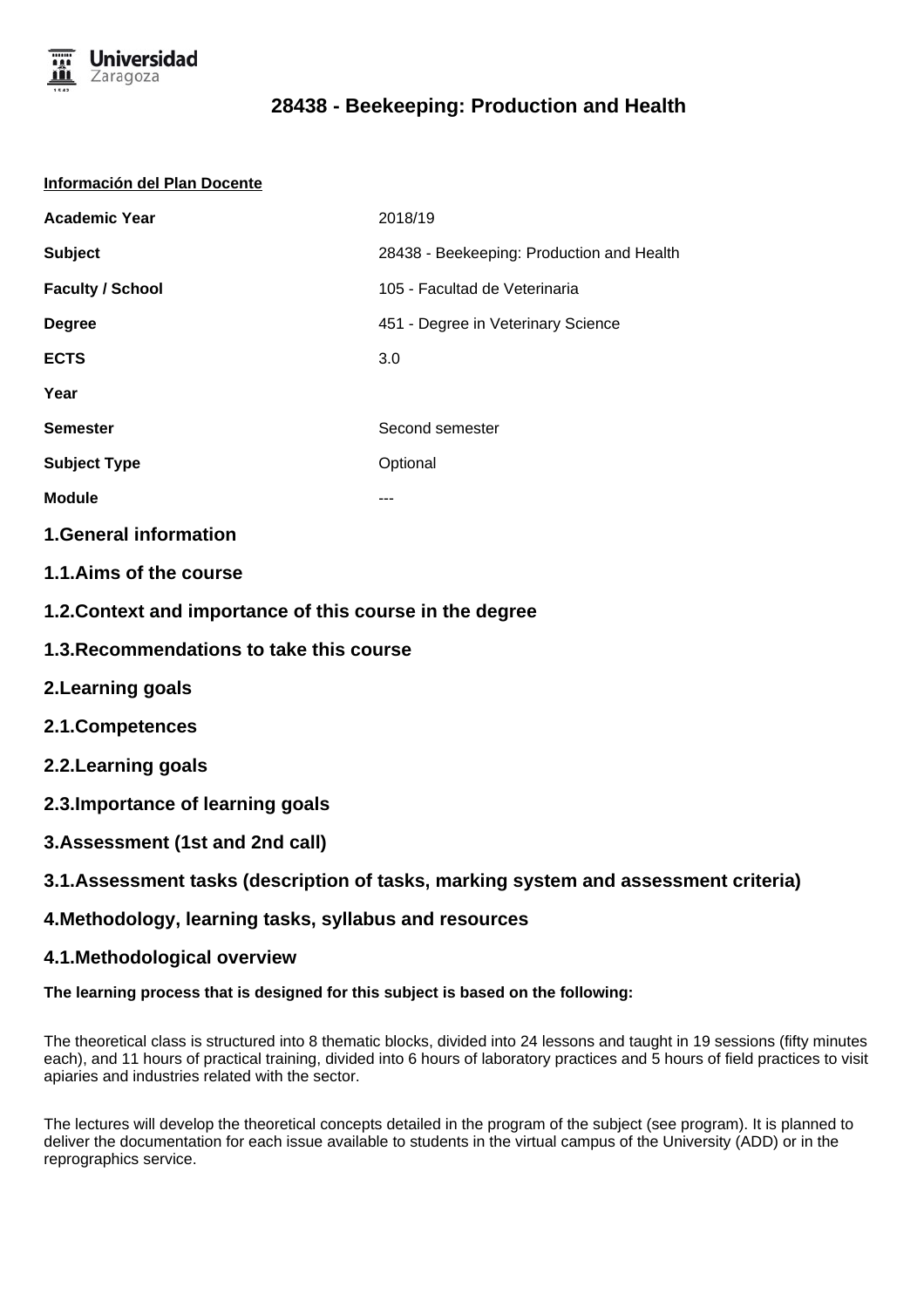# 28438 - Beekeeping: Production and Health

**Información del Plan Docente**

| | |
|---|---|
| **Academic Year** | 2018/19 |
| **Subject** | 28438 - Beekeeping: Production and Health |
| **Faculty / School** | 105 - Facultad de Veterinaria |
| **Degree** | 451 - Degree in Veterinary Science |
| **ECTS** | 3.0 |
| **Year** | |
| **Semester** | Second semester |
| **Subject Type** | Optional |
| **Module** | --- |

## 1.General information

## 1.1.Aims of the course

## 1.2.Context and importance of this course in the degree

## 1.3.Recommendations to take this course

## 2.Learning goals

## 2.1.Competences

## 2.2.Learning goals

## 2.3.Importance of learning goals

## 3.Assessment (1st and 2nd call)

## 3.1.Assessment tasks (description of tasks, marking system and assessment criteria)

## 4.Methodology, learning tasks, syllabus and resources

## 4.1.Methodological overview

**The learning process that is designed for this subject is based on the following:**

The theoretical class is structured into 8 thematic blocks, divided into 24 lessons and taught in 19 sessions (fifty minutes each), and 11 hours of practical training, divided into 6 hours of laboratory practices and 5 hours of field practices to visit apiaries and industries related with the sector.

The lectures will develop the theoretical concepts detailed in the program of the subject (see program). It is planned to deliver the documentation for each issue available to students in the virtual campus of the University (ADD) or in the reprographics service.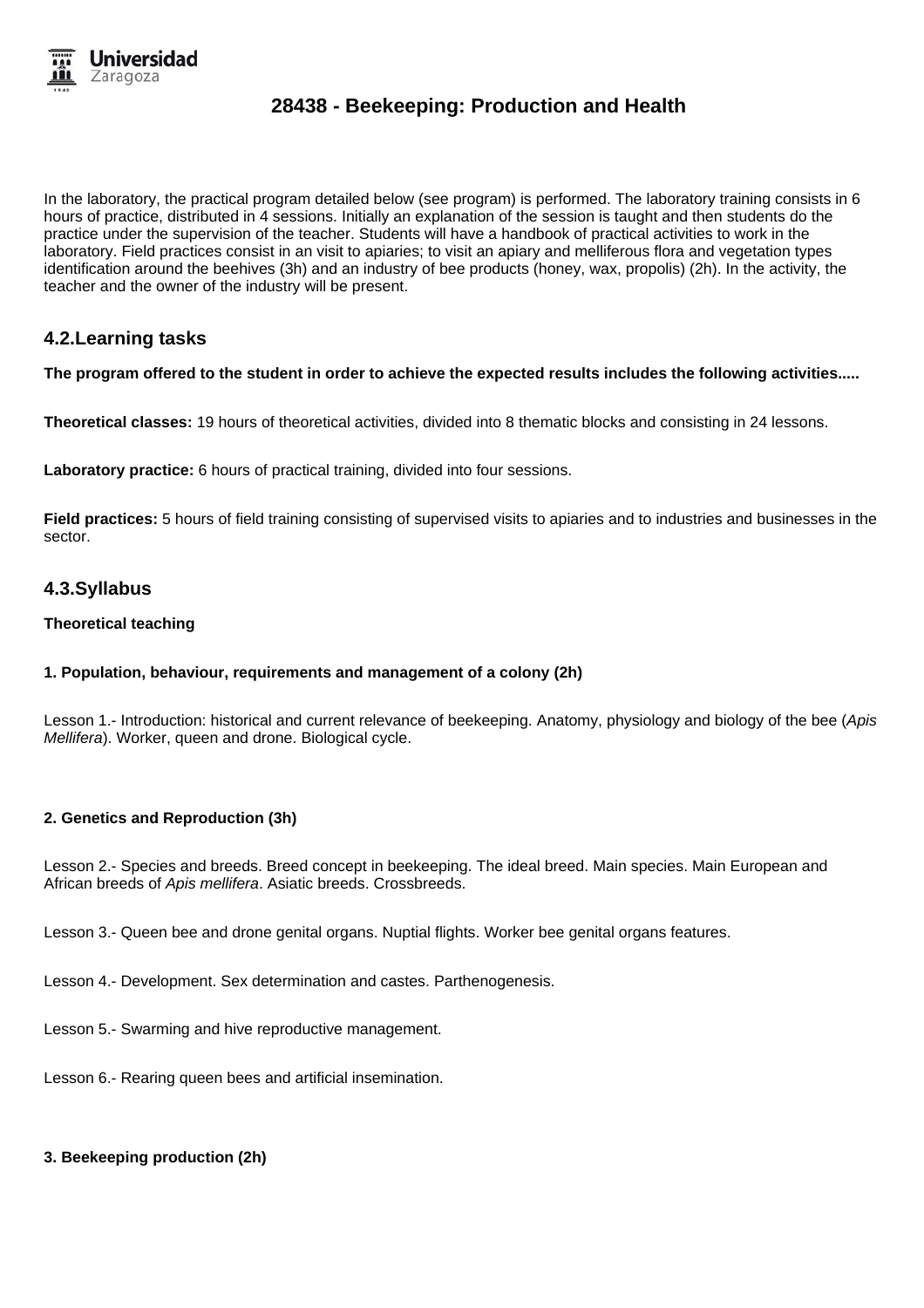In the laboratory, the practical program detailed below (see program) is performed. The laboratory training consists in 6 hours of practice, distributed in 4 sessions. Initially an explanation of the session is taught and then students do the practice under the supervision of the teacher. Students will have a handbook of practical activities to work in the laboratory. Field practices consist in an visit to apiaries; to visit an apiary and melliferous flora and vegetation types identification around the beehives (3h) and an industry of bee products (honey, wax, propolis) (2h). In the activity, the teacher and the owner of the industry will be present.

## 4.2.Learning tasks

**The program offered to the student in order to achieve the expected results includes the following activities.....**

**Theoretical classes:** 19 hours of theoretical activities, divided into 8 thematic blocks and consisting in 24 lessons.

**Laboratory practice:** 6 hours of practical training, divided into four sessions.

**Field practices:** 5 hours of field training consisting of supervised visits to apiaries and to industries and businesses in the sector.

## 4.3.Syllabus

**Theoretical teaching**

**1. Population, behaviour, requirements and management of a colony (2h)**

Lesson 1.- Introduction: historical and current relevance of beekeeping. Anatomy, physiology and biology of the bee (*Apis Mellifera*). Worker, queen and drone. Biological cycle.

**2. Genetics and Reproduction (3h)**

Lesson 2.- Species and breeds. Breed concept in beekeeping. The ideal breed. Main species. Main European and African breeds of *Apis mellifera*. Asiatic breeds. Crossbreeds.

Lesson 3.- Queen bee and drone genital organs. Nuptial flights. Worker bee genital organs features.

Lesson 4.- Development. Sex determination and castes. Parthenogenesis.

Lesson 5.- Swarming and hive reproductive management.

Lesson 6.- Rearing queen bees and artificial insemination.

**3. Beekeeping production (2h)**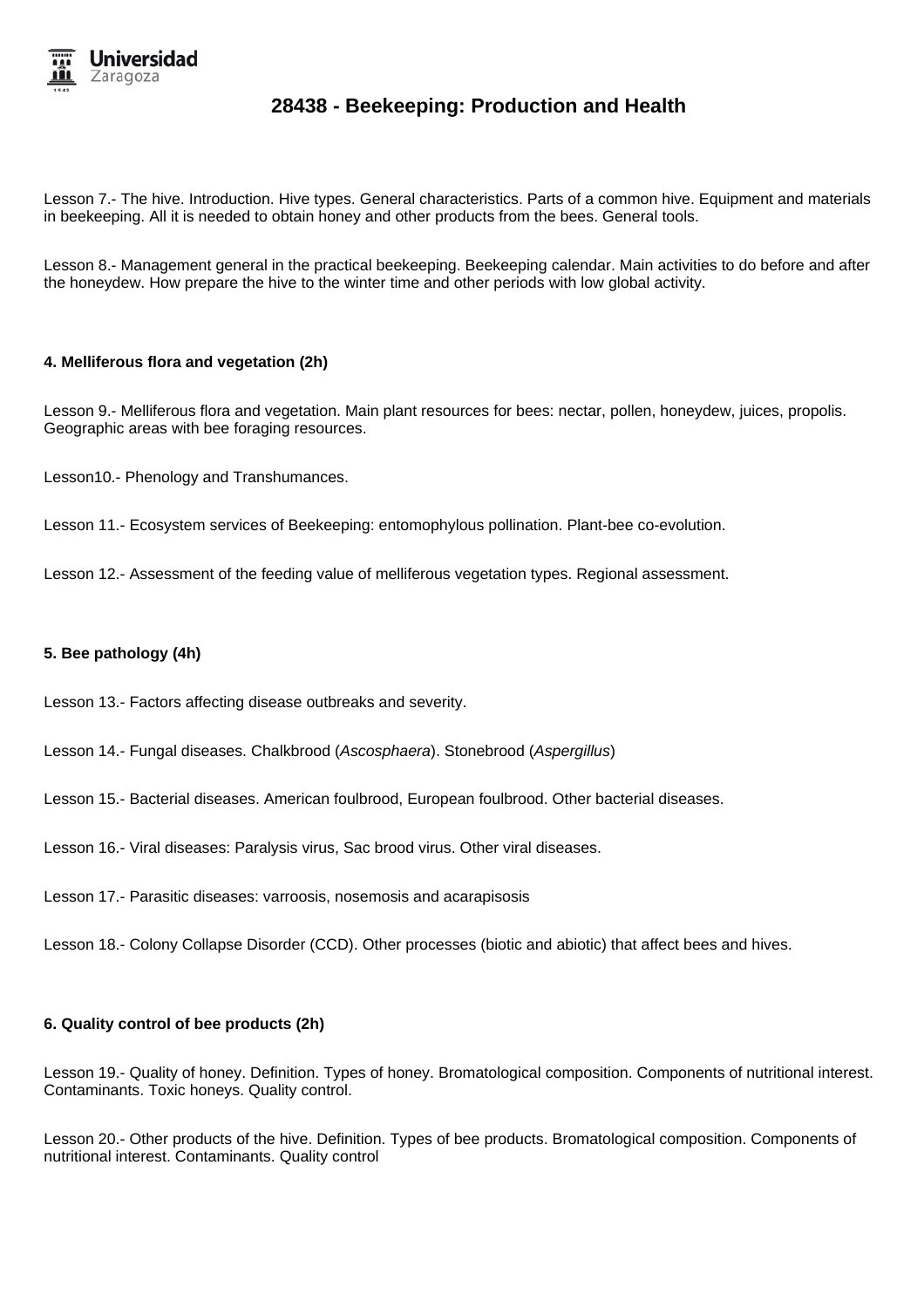Lesson 7.- The hive. Introduction. Hive types. General characteristics. Parts of a common hive. Equipment and materials in beekeeping. All it is needed to obtain honey and other products from the bees. General tools.

Lesson 8.- Management general in the practical beekeeping. Beekeeping calendar. Main activities to do before and after the honeydew. How prepare the hive to the winter time and other periods with low global activity.

**4. Melliferous flora and vegetation (2h)**

Lesson 9.- Melliferous flora and vegetation. Main plant resources for bees: nectar, pollen, honeydew, juices, propolis. Geographic areas with bee foraging resources.

Lesson10.- Phenology and Transhumances.

Lesson 11.- Ecosystem services of Beekeeping: entomophylous pollination. Plant-bee co-evolution.

Lesson 12.- Assessment of the feeding value of melliferous vegetation types. Regional assessment.

**5. Bee pathology (4h)**

Lesson 13.- Factors affecting disease outbreaks and severity.

Lesson 14.- Fungal diseases. Chalkbrood (*Ascosphaera*). Stonebrood (*Aspergillus*)

Lesson 15.- Bacterial diseases. American foulbrood, European foulbrood. Other bacterial diseases.

Lesson 16.- Viral diseases: Paralysis virus, Sac brood virus. Other viral diseases.

Lesson 17.- Parasitic diseases: varroosis, nosemosis and acarapisosis

Lesson 18.- Colony Collapse Disorder (CCD). Other processes (biotic and abiotic) that affect bees and hives.

**6. Quality control of bee products (2h)**

Lesson 19.- Quality of honey. Definition. Types of honey. Bromatological composition. Components of nutritional interest. Contaminants. Toxic honeys. Quality control.

Lesson 20.- Other products of the hive. Definition. Types of bee products. Bromatological composition. Components of nutritional interest. Contaminants. Quality control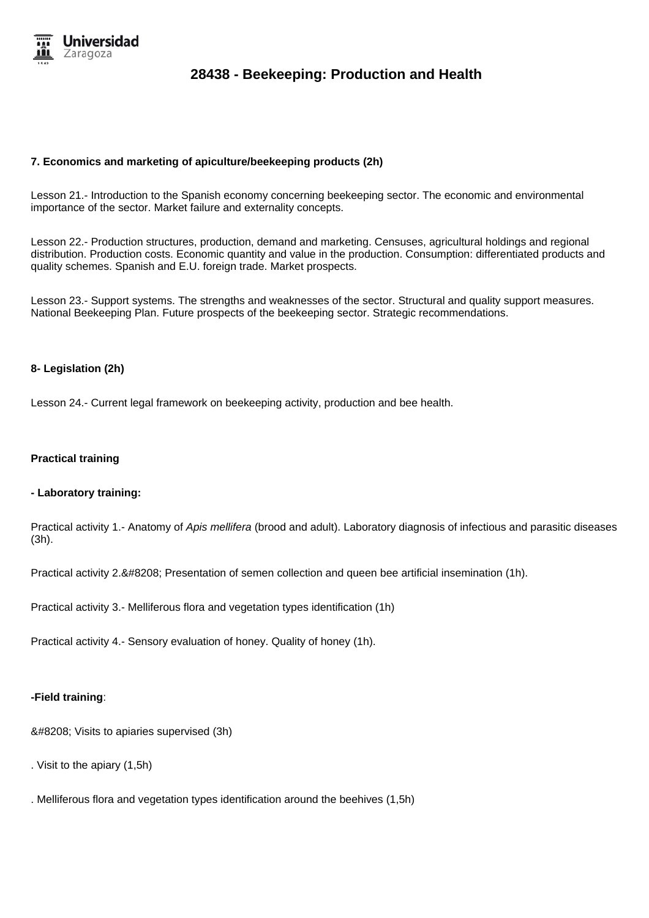**7. Economics and marketing of apiculture/beekeeping products (2h)**

Lesson 21.- Introduction to the Spanish economy concerning beekeeping sector. The economic and environmental importance of the sector. Market failure and externality concepts.

Lesson 22.- Production structures, production, demand and marketing. Censuses, agricultural holdings and regional distribution. Production costs. Economic quantity and value in the production. Consumption: differentiated products and quality schemes. Spanish and E.U. foreign trade. Market prospects.

Lesson 23.- Support systems. The strengths and weaknesses of the sector. Structural and quality support measures. National Beekeeping Plan. Future prospects of the beekeeping sector. Strategic recommendations.

**8- Legislation (2h)**

Lesson 24.- Current legal framework on beekeeping activity, production and bee health.

**Practical training**

**- Laboratory training:**

Practical activity 1.- Anatomy of *Apis mellifera* (brood and adult). Laboratory diagnosis of infectious and parasitic diseases (3h).

Practical activity 2.&#8208; Presentation of semen collection and queen bee artificial insemination (1h).

Practical activity 3.- Melliferous flora and vegetation types identification (1h)

Practical activity 4.- Sensory evaluation of honey. Quality of honey (1h).

**-Field training**:

&#8208; Visits to apiaries supervised (3h)

. Visit to the apiary (1,5h)

. Melliferous flora and vegetation types identification around the beehives (1,5h)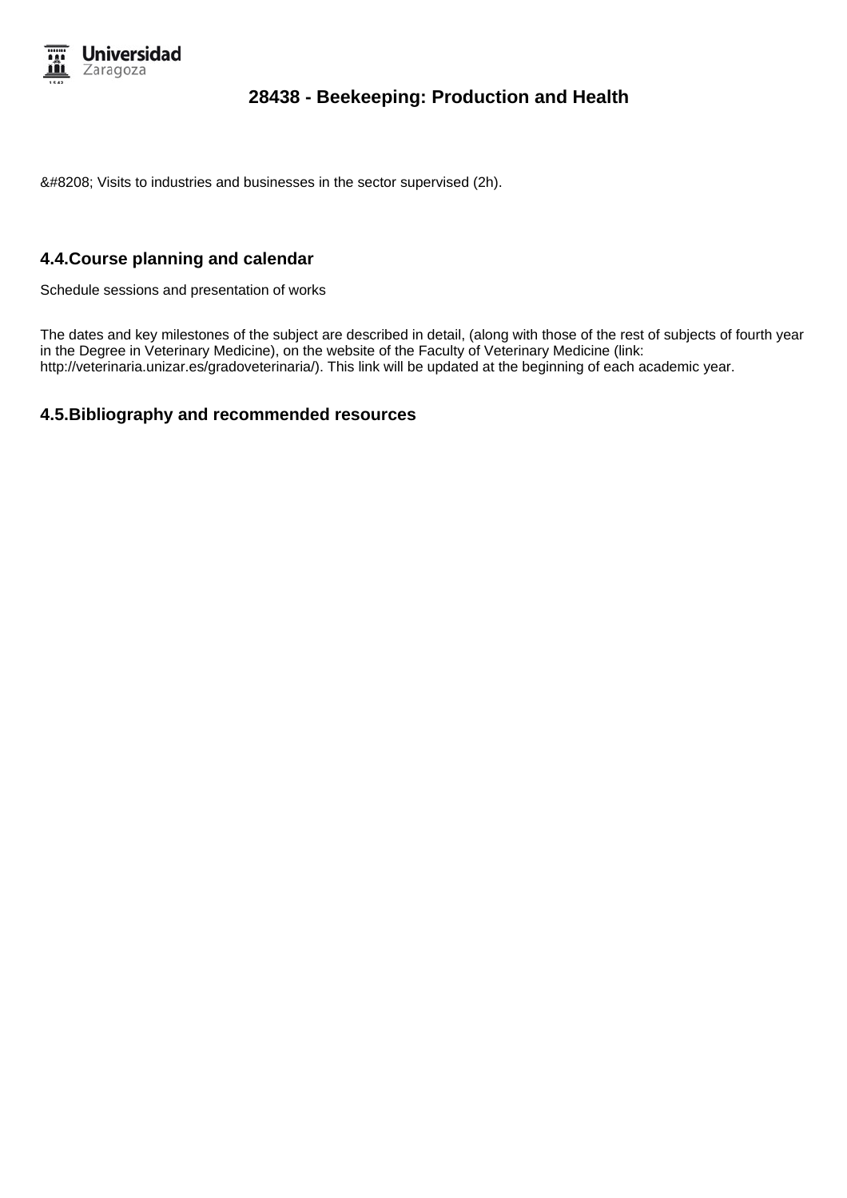&#8208; Visits to industries and businesses in the sector supervised (2h).

## 4.4.Course planning and calendar

Schedule sessions and presentation of works

The dates and key milestones of the subject are described in detail, (along with those of the rest of subjects of fourth year in the Degree in Veterinary Medicine), on the website of the Faculty of Veterinary Medicine (link: http://veterinaria.unizar.es/gradoveterinaria/). This link will be updated at the beginning of each academic year.

## 4.5.Bibliography and recommended resources